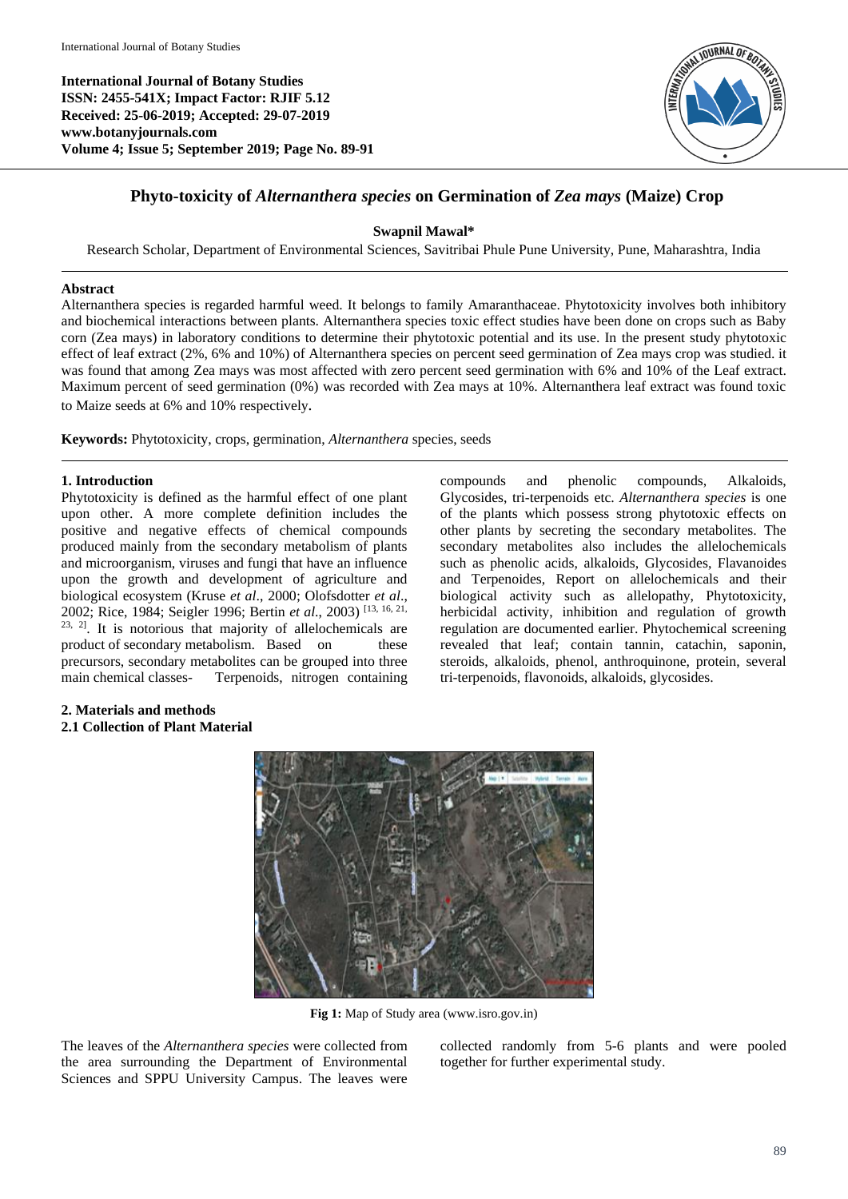International Journal of Botany Studies
ISSN: 2455-541X; Impact Factor: RJIF 5.12
Received: 25-06-2019; Accepted: 29-07-2019
www.botanyjournals.com
Volume 4; Issue 5; September 2019; Page No. 89-91

# Phyto-toxicity of *Alternanthera species* on Germination of *Zea mays* (Maize) Crop

**Swapnil Mawal***

Research Scholar, Department of Environmental Sciences, Savitribai Phule Pune University, Pune, Maharashtra, India

## Abstract

Alternanthera species is regarded harmful weed. It belongs to family Amaranthaceae. Phytotoxicity involves both inhibitory and biochemical interactions between plants. Alternanthera species toxic effect studies have been done on crops such as Baby corn (Zea mays) in laboratory conditions to determine their phytotoxic potential and its use. In the present study phytotoxic effect of leaf extract (2%, 6% and 10%) of Alternanthera species on percent seed germination of Zea mays crop was studied. it was found that among Zea mays was most affected with zero percent seed germination with 6% and 10% of the Leaf extract. Maximum percent of seed germination (0%) was recorded with Zea mays at 10%. Alternanthera leaf extract was found toxic to Maize seeds at 6% and 10% respectively.

**Keywords:** Phytotoxicity, crops, germination, *Alternanthera* species, seeds

## 1. Introduction

Phytotoxicity is defined as the harmful effect of one plant upon other. A more complete definition includes the positive and negative effects of chemical compounds produced mainly from the secondary metabolism of plants and microorganism, viruses and fungi that have an influence upon the growth and development of agriculture and biological ecosystem (Kruse *et al*., 2000; Olofsdotter *et al*., 2002; Rice, 1984; Seigler 1996; Bertin *et al*., 2003) [13, 16, 21, 23, 2]. It is notorious that majority of allelochemicals are product of secondary metabolism. Based on these precursors, secondary metabolites can be grouped into three main chemical classes- Terpenoids, nitrogen containing compounds and phenolic compounds, Alkaloids, Glycosides, tri-terpenoids etc. *Alternanthera species* is one of the plants which possess strong phytotoxic effects on other plants by secreting the secondary metabolites. The secondary metabolites also includes the allelochemicals such as phenolic acids, alkaloids, Glycosides, Flavanoides and Terpenoides, Report on allelochemicals and their biological activity such as allelopathy, Phytotoxicity, herbicidal activity, inhibition and regulation of growth regulation are documented earlier. Phytochemical screening revealed that leaf; contain tannin, catachin, saponin, steroids, alkaloids, phenol, anthroquinone, protein, several tri-terpenoids, flavonoids, alkaloids, glycosides.

## 2. Materials and methods

### 2.1 Collection of Plant Material

**Fig 1:** Map of Study area (www.isro.gov.in)

The leaves of the *Alternanthera species* were collected from the area surrounding the Department of Environmental Sciences and SPPU University Campus. The leaves were collected randomly from 5-6 plants and were pooled together for further experimental study.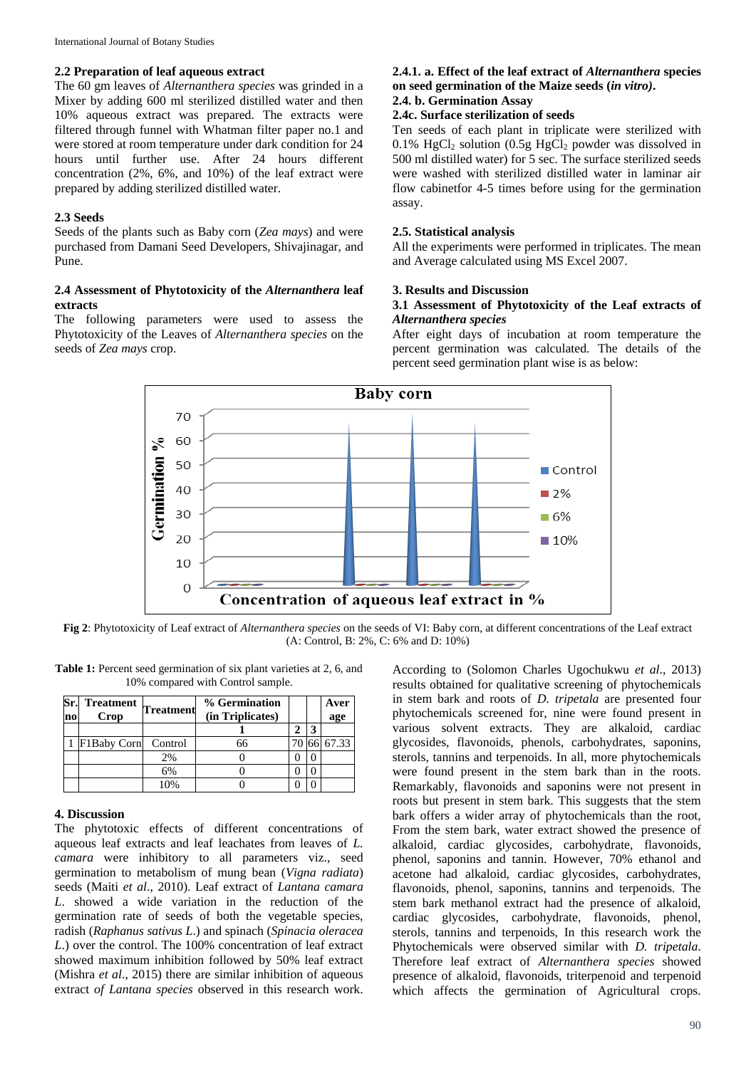### 2.2 Preparation of leaf aqueous extract

The 60 gm leaves of *Alternanthera species* was grinded in a Mixer by adding 600 ml sterilized distilled water and then 10% aqueous extract was prepared. The extracts were filtered through funnel with Whatman filter paper no.1 and were stored at room temperature under dark condition for 24 hours until further use. After 24 hours different concentration (2%, 6%, and 10%) of the leaf extract were prepared by adding sterilized distilled water.

### 2.3 Seeds

Seeds of the plants such as Baby corn (*Zea mays*) and were purchased from Damani Seed Developers, Shivajinagar, and Pune.

### 2.4 Assessment of Phytotoxicity of the *Alternanthera* leaf extracts

The following parameters were used to assess the Phytotoxicity of the Leaves of *Alternanthera species* on the seeds of *Zea mays* crop.

### 2.4.1. a. Effect of the leaf extract of *Alternanthera* species on seed germination of the Maize seeds (*in vitro*).

### 2.4. b. Germination Assay

### 2.4c. Surface sterilization of seeds

Ten seeds of each plant in triplicate were sterilized with 0.1% $HgCl_2$ solution (0.5g $HgCl_2$ powder was dissolved in 500 ml distilled water) for 5 sec. The surface sterilized seeds were washed with sterilized distilled water in laminar air flow cabinetfor 4-5 times before using for the germination assay.

### 2.5. Statistical analysis

All the experiments were performed in triplicates. The mean and Average calculated using MS Excel 2007.

## 3. Results and Discussion

### 3.1 Assessment of Phytotoxicity of the Leaf extracts of *Alternanthera species*

After eight days of incubation at room temperature the percent germination was calculated. The details of the percent seed germination plant wise is as below:

**Fig 2**: Phytotoxicity of Leaf extract of *Alternanthera species* on the seeds of VI: Baby corn, at different concentrations of the Leaf extract (A: Control, B: 2%, C: 6% and D: 10%)

**Table 1:** Percent seed germination of six plant varieties at 2, 6, and 10% compared with Control sample.

| Sr. no | Treatment Crop | Treatment | % Germination (in Triplicates) | | | Average |
|---|---|---|---|---|---|---|
| | | | 1 | 2 | 3 | |
| 1 | F1Baby Corn | Control | 66 | 70 | 66 | 67.33 |
| | | 2% | 0 | 0 | 0 | |
| | | 6% | 0 | 0 | 0 | |
| | | 10% | 0 | 0 | 0 | |

## 4. Discussion

The phytotoxic effects of different concentrations of aqueous leaf extracts and leaf leachates from leaves of *L. camara* were inhibitory to all parameters viz., seed germination to metabolism of mung bean (*Vigna radiata*) seeds (Maiti *et al*., 2010). Leaf extract of *Lantana camara L*. showed a wide variation in the reduction of the germination rate of seeds of both the vegetable species, radish (*Raphanus sativus L*.) and spinach (*Spinacia oleracea L*.) over the control. The 100% concentration of leaf extract showed maximum inhibition followed by 50% leaf extract (Mishra *et al*., 2015) there are similar inhibition of aqueous extract *of Lantana species* observed in this research work.

According to (Solomon Charles Ugochukwu *et al*., 2013) results obtained for qualitative screening of phytochemicals in stem bark and roots of *D. tripetala* are presented four phytochemicals screened for, nine were found present in various solvent extracts. They are alkaloid, cardiac glycosides, flavonoids, phenols, carbohydrates, saponins, sterols, tannins and terpenoids. In all, more phytochemicals were found present in the stem bark than in the roots. Remarkably, flavonoids and saponins were not present in roots but present in stem bark. This suggests that the stem bark offers a wider array of phytochemicals than the root, From the stem bark, water extract showed the presence of alkaloid, cardiac glycosides, carbohydrate, flavonoids, phenol, saponins and tannin. However, 70% ethanol and acetone had alkaloid, cardiac glycosides, carbohydrates, flavonoids, phenol, saponins, tannins and terpenoids. The stem bark methanol extract had the presence of alkaloid, cardiac glycosides, carbohydrate, flavonoids, phenol, sterols, tannins and terpenoids, In this research work the Phytochemicals were observed similar with *D. tripetala*. Therefore leaf extract of *Alternanthera species* showed presence of alkaloid, flavonoids, triterpenoid and terpenoid which affects the germination of Agricultural crops.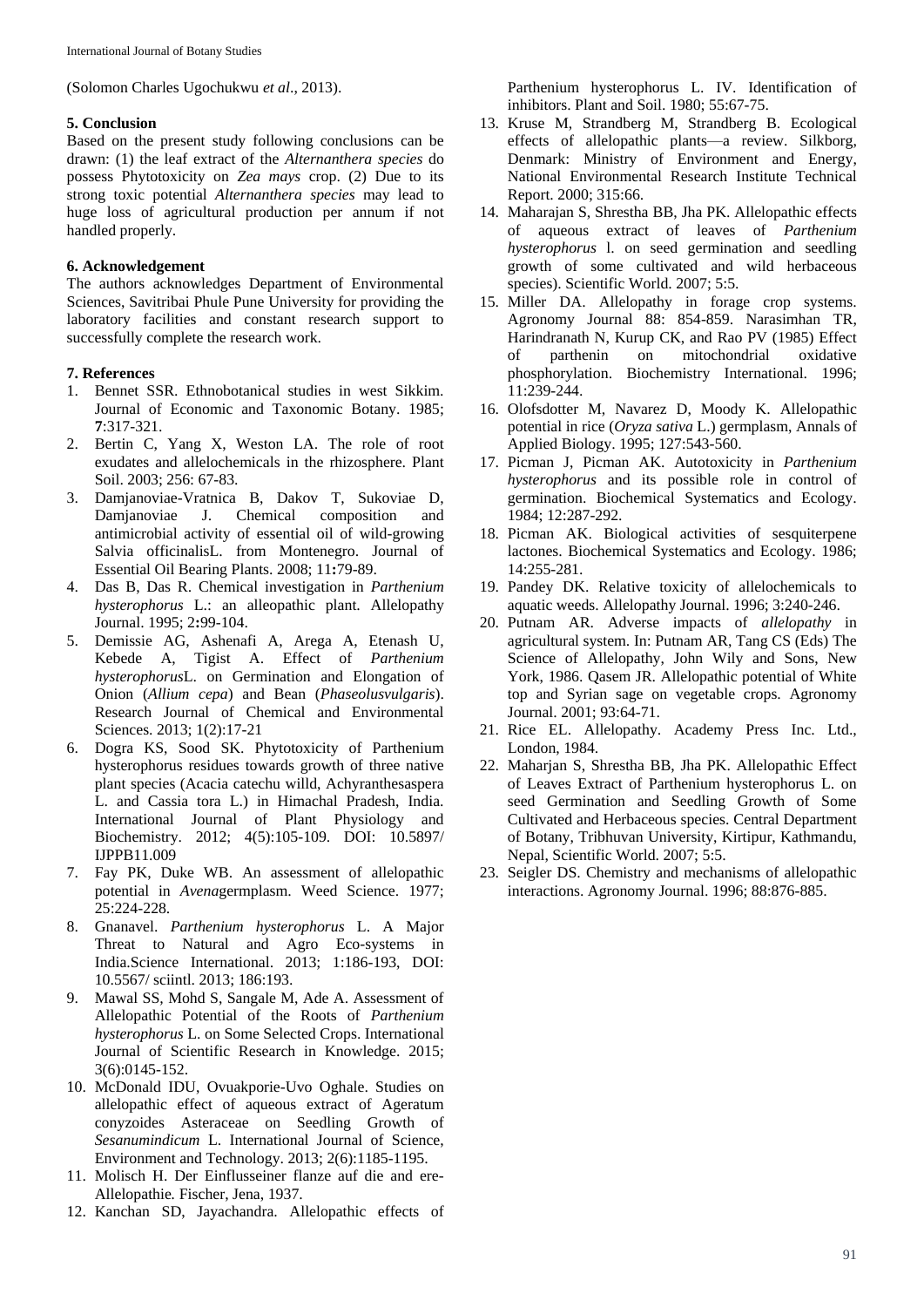(Solomon Charles Ugochukwu *et al*., 2013).

## 5. Conclusion

Based on the present study following conclusions can be drawn: (1) the leaf extract of the *Alternanthera species* do possess Phytotoxicity on *Zea mays* crop. (2) Due to its strong toxic potential *Alternanthera species* may lead to huge loss of agricultural production per annum if not handled properly.

## 6. Acknowledgement

The authors acknowledges Department of Environmental Sciences, Savitribai Phule Pune University for providing the laboratory facilities and constant research support to successfully complete the research work.

## 7. References

1. Bennet SSR. Ethnobotanical studies in west Sikkim. Journal of Economic and Taxonomic Botany. 1985; **7**:317-321.
2. Bertin C, Yang X, Weston LA. The role of root exudates and allelochemicals in the rhizosphere. Plant Soil. 2003; 256: 67-83.
3. Damjanoviae-Vratnica B, Dakov T, Sukoviae D, Damjanoviae J. Chemical composition and antimicrobial activity of essential oil of wild-growing Salvia officinalisL. from Montenegro. Journal of Essential Oil Bearing Plants. 2008; 11**:**79-89.
4. Das B, Das R. Chemical investigation in *Parthenium hysterophorus* L.: an alleopathic plant. Allelopathy Journal. 1995; 2**:**99-104.
5. Demissie AG, Ashenafi A, Arega A, Etenash U, Kebede A, Tigist A. Effect of *Parthenium hysterophorus*L. on Germination and Elongation of Onion (*Allium cepa*) and Bean (*Phaseolusvulgaris*). Research Journal of Chemical and Environmental Sciences. 2013; 1(2):17-21
6. Dogra KS, Sood SK. Phytotoxicity of Parthenium hysterophorus residues towards growth of three native plant species (Acacia catechu willd, Achyranthesaspera L. and Cassia tora L.) in Himachal Pradesh, India. International Journal of Plant Physiology and Biochemistry. 2012; 4(5):105-109. DOI: 10.5897/ IJPPB11.009
7. Fay PK, Duke WB. An assessment of allelopathic potential in *Avena*germplasm. Weed Science. 1977; 25:224-228.
8. Gnanavel. *Parthenium hysterophorus* L. A Major Threat to Natural and Agro Eco-systems in India.Science International. 2013; 1:186-193, DOI: 10.5567/ sciintl. 2013; 186:193.
9. Mawal SS, Mohd S, Sangale M, Ade A. Assessment of Allelopathic Potential of the Roots of *Parthenium hysterophorus* L. on Some Selected Crops. International Journal of Scientific Research in Knowledge. 2015; 3(6):0145-152.
10. McDonald IDU, Ovuakporie-Uvo Oghale. Studies on allelopathic effect of aqueous extract of Ageratum conyzoides Asteraceae on Seedling Growth of *Sesanumindicum* L. International Journal of Science, Environment and Technology. 2013; 2(6):1185-1195.
11. Molisch H. Der Einflusseiner flanze auf die and ere-Allelopathie. Fischer, Jena, 1937.
12. Kanchan SD, Jayachandra. Allelopathic effects of Parthenium hysterophorus L. IV. Identification of inhibitors. Plant and Soil. 1980; 55:67-75.
13. Kruse M, Strandberg M, Strandberg B. Ecological effects of allelopathic plants—a review. Silkborg, Denmark: Ministry of Environment and Energy, National Environmental Research Institute Technical Report. 2000; 315:66.
14. Maharajan S, Shrestha BB, Jha PK. Allelopathic effects of aqueous extract of leaves of *Parthenium hysterophorus* l. on seed germination and seedling growth of some cultivated and wild herbaceous species). Scientific World. 2007; 5:5.
15. Miller DA. Allelopathy in forage crop systems. Agronomy Journal 88: 854-859. Narasimhan TR, Harindranath N, Kurup CK, and Rao PV (1985) Effect of parthenin on mitochondrial oxidative phosphorylation. Biochemistry International. 1996; 11:239-244.
16. Olofsdotter M, Navarez D, Moody K. Allelopathic potential in rice (*Oryza sativa* L.) germplasm, Annals of Applied Biology. 1995; 127:543-560.
17. Picman J, Picman AK. Autotoxicity in *Parthenium hysterophorus* and its possible role in control of germination. Biochemical Systematics and Ecology. 1984; 12:287-292.
18. Picman AK. Biological activities of sesquiterpene lactones. Biochemical Systematics and Ecology. 1986; 14:255-281.
19. Pandey DK. Relative toxicity of allelochemicals to aquatic weeds. Allelopathy Journal. 1996; 3:240-246.
20. Putnam AR. Adverse impacts of *allelopathy* in agricultural system. In: Putnam AR, Tang CS (Eds) The Science of Allelopathy, John Wily and Sons, New York, 1986. Qasem JR. Allelopathic potential of White top and Syrian sage on vegetable crops. Agronomy Journal. 2001; 93:64-71.
21. Rice EL. Allelopathy. Academy Press Inc. Ltd., London, 1984.
22. Maharjan S, Shrestha BB, Jha PK. Allelopathic Effect of Leaves Extract of Parthenium hysterophorus L. on seed Germination and Seedling Growth of Some Cultivated and Herbaceous species. Central Department of Botany, Tribhuvan University, Kirtipur, Kathmandu, Nepal, Scientific World. 2007; 5:5.
23. Seigler DS. Chemistry and mechanisms of allelopathic interactions. Agronomy Journal. 1996; 88:876-885.